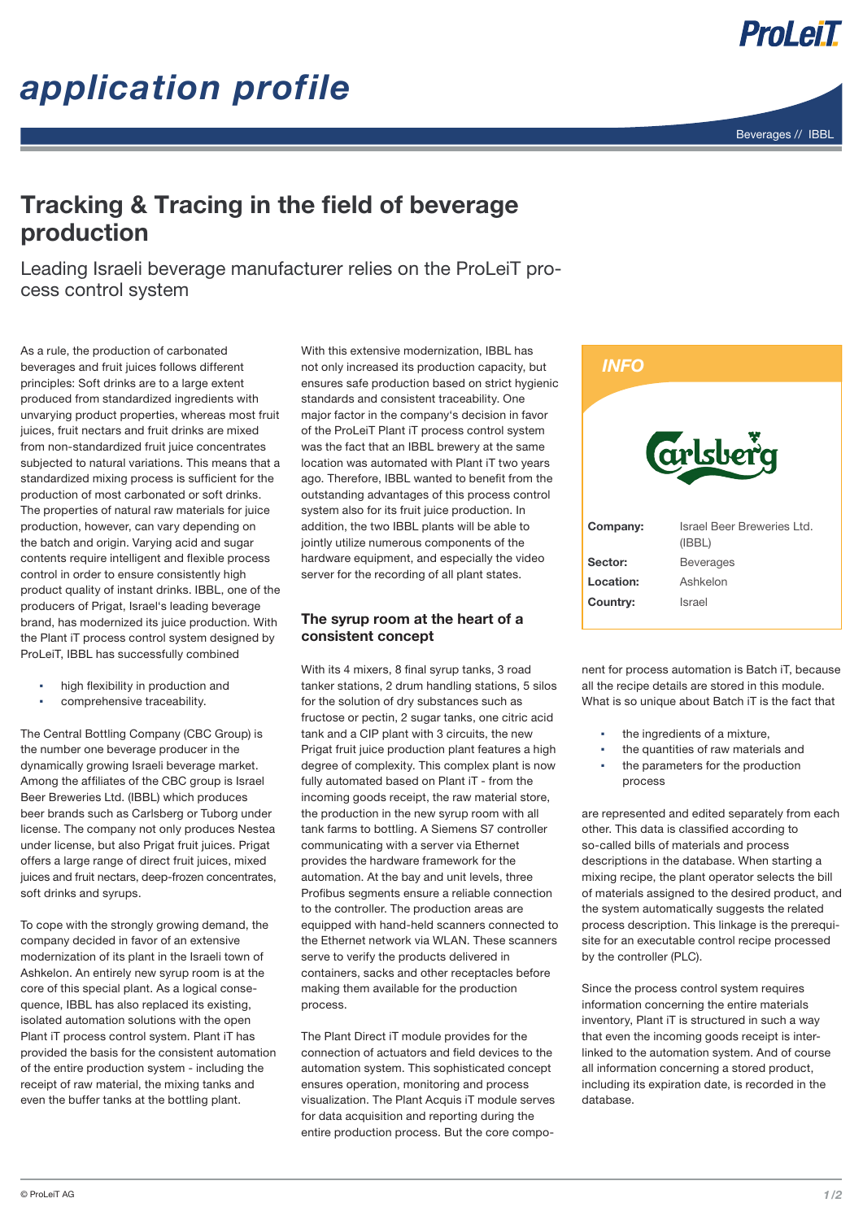# application profile

Beverages // IBBL

## Tracking & Tracing in the field of beverage production

Leading Israeli beverage manufacturer relies on the ProLeiT process control system

As a rule, the production of carbonated beverages and fruit juices follows different principles: Soft drinks are to a large extent produced from standardized ingredients with unvarying product properties, whereas most fruit juices, fruit nectars and fruit drinks are mixed from non-standardized fruit juice concentrates subjected to natural variations. This means that a standardized mixing process is sufficient for the production of most carbonated or soft drinks. The properties of natural raw materials for juice production, however, can vary depending on the batch and origin. Varying acid and sugar contents require intelligent and flexible process control in order to ensure consistently high product quality of instant drinks. IBBL, one of the producers of Prigat, Israel's leading beverage brand, has modernized its juice production. With the Plant iT process control system designed by ProLeiT, IBBL has successfully combined

- high flexibility in production and
- comprehensive traceability.

The Central Bottling Company (CBC Group) is the number one beverage producer in the dynamically growing Israeli beverage market. Among the affiliates of the CBC group is Israel Beer Breweries Ltd. (IBBL) which produces beer brands such as Carlsberg or Tuborg under license. The company not only produces Nestea under license, but also Prigat fruit juices. Prigat offers a large range of direct fruit juices, mixed juices and fruit nectars, deep-frozen concentrates, soft drinks and syrups.

To cope with the strongly growing demand, the company decided in favor of an extensive modernization of its plant in the Israeli town of Ashkelon. An entirely new syrup room is at the core of this special plant. As a logical consequence, IBBL has also replaced its existing, isolated automation solutions with the open Plant iT process control system. Plant iT has provided the basis for the consistent automation of the entire production system - including the receipt of raw material, the mixing tanks and even the buffer tanks at the bottling plant.

With this extensive modernization, IBBL has not only increased its production capacity, but ensures safe production based on strict hygienic standards and consistent traceability. One major factor in the company's decision in favor of the ProLeiT Plant iT process control system was the fact that an IBBL brewery at the same location was automated with Plant iT two years ago. Therefore, IBBL wanted to benefit from the outstanding advantages of this process control system also for its fruit juice production. In addition, the two IBBL plants will be able to jointly utilize numerous components of the hardware equipment, and especially the video server for the recording of all plant states.

### The syrup room at the heart of a consistent concept

With its 4 mixers, 8 final syrup tanks, 3 road tanker stations, 2 drum handling stations, 5 silos for the solution of dry substances such as fructose or pectin, 2 sugar tanks, one citric acid tank and a CIP plant with 3 circuits, the new Prigat fruit juice production plant features a high degree of complexity. This complex plant is now fully automated based on Plant iT - from the incoming goods receipt, the raw material store, the production in the new syrup room with all tank farms to bottling. A Siemens S7 controller communicating with a server via Ethernet provides the hardware framework for the automation. At the bay and unit levels, three Profibus segments ensure a reliable connection to the controller. The production areas are equipped with hand-held scanners connected to the Ethernet network via WLAN. These scanners serve to verify the products delivered in containers, sacks and other receptacles before making them available for the production process.

The Plant Direct iT module provides for the connection of actuators and field devices to the automation system. This sophisticated concept ensures operation, monitoring and process visualization. The Plant Acquis iT module serves for data acquisition and reporting during the entire production process. But the core component for process automation is Batch iT, because all the recipe details are stored in this module. What is so unique about Batch iT is the fact that

- the ingredients of a mixture,
- the quantities of raw materials and
- the parameters for the production process

are represented and edited separately from each other. This data is classified according to so-called bills of materials and process descriptions in the database. When starting a mixing recipe, the plant operator selects the bill of materials assigned to the desired product, and the system automatically suggests the related process description. This linkage is the prerequisite for an executable control recipe processed by the controller (PLC).

Since the process control system requires information concerning the entire materials inventory, Plant iT is structured in such a way that even the incoming goods receipt is interlinked to the automation system. And of course all information concerning a stored product, including its expiration date, is recorded in the database.

**INFO**

Carlsberg

| | |
|---|---|
| **Company:** | Israel Beer Breweries Ltd. (IBBL) |
| **Sector:** | Beverages |
| **Location:** | Ashkelon |
| **Country:** | Israel |

© ProLeiT AG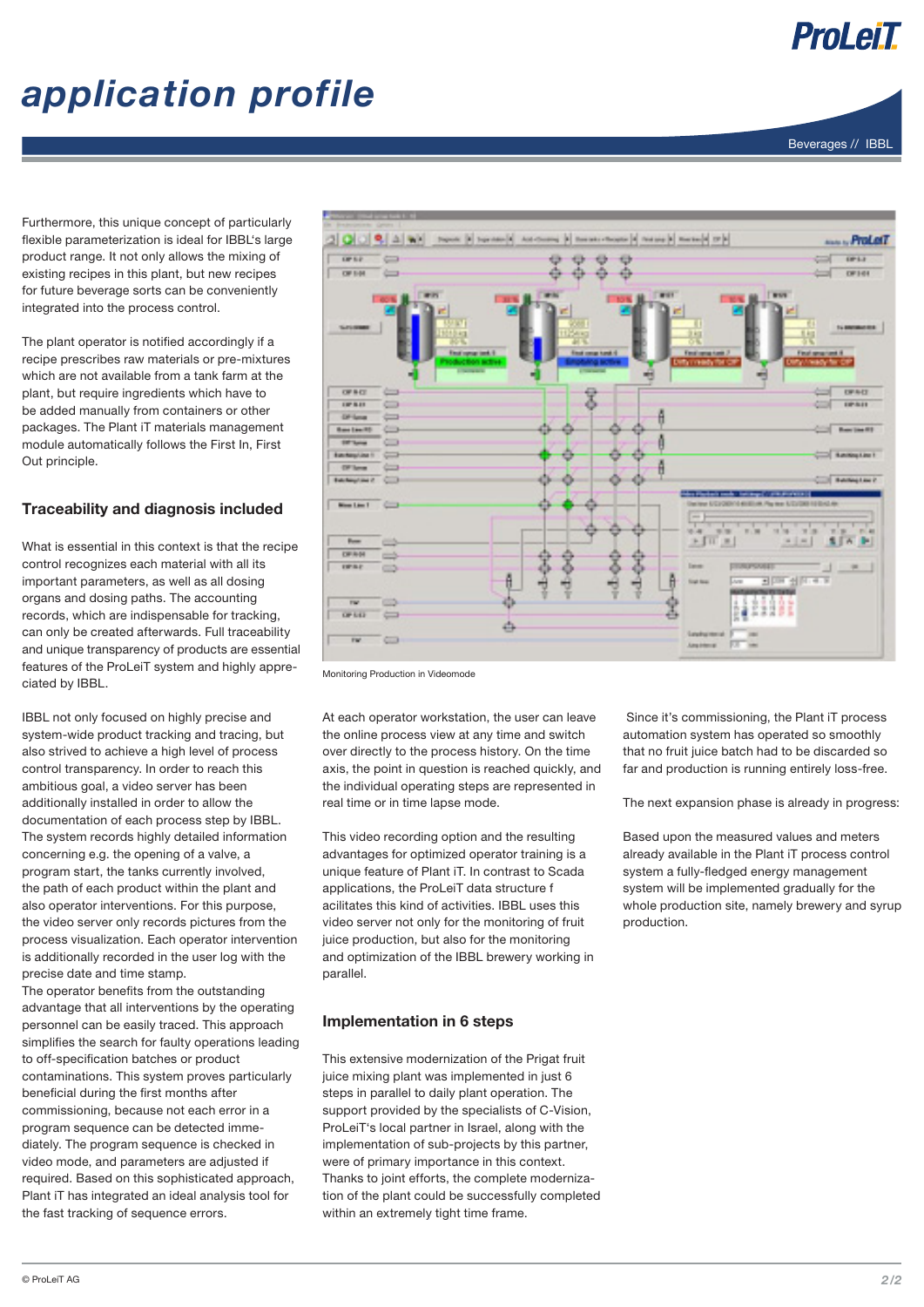Furthermore, this unique concept of particularly flexible parameterization is ideal for IBBL's large product range. It not only allows the mixing of existing recipes in this plant, but new recipes for future beverage sorts can be conveniently integrated into the process control.

The plant operator is notified accordingly if a recipe prescribes raw materials or pre-mixtures which are not available from a tank farm at the plant, but require ingredients which have to be added manually from containers or other packages. The Plant iT materials management module automatically follows the First In, First Out principle.

## Traceability and diagnosis included

What is essential in this context is that the recipe control recognizes each material with all its important parameters, as well as all dosing organs and dosing paths. The accounting records, which are indispensable for tracking, can only be created afterwards. Full traceability and unique transparency of products are essential features of the ProLeiT system and highly appreciated by IBBL.

IBBL not only focused on highly precise and system-wide product tracking and tracing, but also strived to achieve a high level of process control transparency. In order to reach this ambitious goal, a video server has been additionally installed in order to allow the documentation of each process step by IBBL. The system records highly detailed information concerning e.g. the opening of a valve, a program start, the tanks currently involved, the path of each product within the plant and also operator interventions. For this purpose, the video server only records pictures from the process visualization. Each operator intervention is additionally recorded in the user log with the precise date and time stamp.
The operator benefits from the outstanding advantage that all interventions by the operating personnel can be easily traced. This approach simplifies the search for faulty operations leading to off-specification batches or product contaminations. This system proves particularly beneficial during the first months after commissioning, because not each error in a program sequence can be detected immediately. The program sequence is checked in video mode, and parameters are adjusted if required. Based on this sophisticated approach, Plant iT has integrated an ideal analysis tool for the fast tracking of sequence errors.

Monitoring Production in Videomode

At each operator workstation, the user can leave the online process view at any time and switch over directly to the process history. On the time axis, the point in question is reached quickly, and the individual operating steps are represented in real time or in time lapse mode.

This video recording option and the resulting advantages for optimized operator training is a unique feature of Plant iT. In contrast to Scada applications, the ProLeiT data structure f acilitates this kind of activities. IBBL uses this video server not only for the monitoring of fruit juice production, but also for the monitoring and optimization of the IBBL brewery working in parallel.

## Implementation in 6 steps

This extensive modernization of the Prigat fruit juice mixing plant was implemented in just 6 steps in parallel to daily plant operation. The support provided by the specialists of C-Vision, ProLeiT's local partner in Israel, along with the implementation of sub-projects by this partner, were of primary importance in this context. Thanks to joint efforts, the complete modernization of the plant could be successfully completed within an extremely tight time frame.

Since it's commissioning, the Plant iT process automation system has operated so smoothly that no fruit juice batch had to be discarded so far and production is running entirely loss-free.

The next expansion phase is already in progress:

Based upon the measured values and meters already available in the Plant iT process control system a fully-fledged energy management system will be implemented gradually for the whole production site, namely brewery and syrup production.

© ProLeiT AG